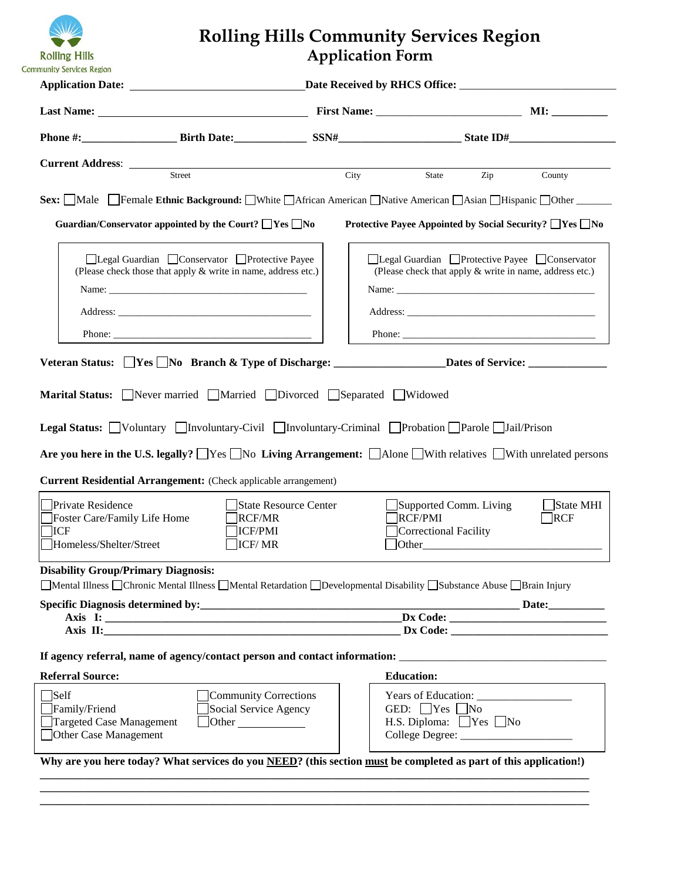Rolling Hills Community Services Region

# Rolling Hills Community Services Region
## Application Form

**Application Date:** ______________________ **Date Received by RHCS Office:** ______________________

**Last Name:** ______________________ **First Name:** ______________________ **MI:** __________

**Phone #:**________________ **Birth Date:**____________ **SSN#**____________________ **State ID#**__________________

**Current Address**: ______________________________________________________________
Street City State Zip County

**Sex:** ☐Male ☐Female **Ethnic Background:** ☐White ☐African American ☐Native American ☐Asian ☐Hispanic ☐Other _______

**Guardian/Conservator appointed by the Court?** ☐**Yes** ☐**No**

☐Legal Guardian ☐Conservator ☐Protective Payee
(Please check those that apply & write in name, address etc.)

Name: ______________________________________

Address: ____________________________________

Phone: _____________________________________

**Protective Payee Appointed by Social Security?** ☐**Yes** ☐**No**

☐Legal Guardian ☐Protective Payee ☐Conservator
(Please check that apply & write in name, address etc.)

Name: ______________________________________

Address: ____________________________________

Phone: _____________________________________

**Veteran Status:** ☐**Yes** ☐**No** **Branch & Type of Discharge:** __________________**Dates of Service:** _____________

**Marital Status:** ☐Never married ☐Married ☐Divorced ☐Separated ☐Widowed

**Legal Status:** ☐Voluntary ☐Involuntary-Civil ☐Involuntary-Criminal ☐Probation ☐Parole ☐Jail/Prison

**Are you here in the U.S. legally?** ☐Yes ☐No **Living Arrangement:** ☐Alone ☐With relatives ☐With unrelated persons

**Current Residential Arrangement:** (Check applicable arrangement)

| | | | |
|---|---|---|---|
| ☐Private Residence | ☐State Resource Center | ☐Supported Comm. Living | ☐State MHI |
| ☐Foster Care/Family Life Home | ☐RCF/MR | ☐RCF/PMI | ☐RCF |
| ☐ICF | ☐ICF/PMI | ☐Correctional Facility | |
| ☐Homeless/Shelter/Street | ☐ICF/ MR | ☐Other______________________________ | |

**Disability Group/Primary Diagnosis:**
☐Mental Illness ☐Chronic Mental Illness ☐Mental Retardation ☐Developmental Disability ☐Substance Abuse ☐Brain Injury

**Specific Diagnosis determined by:**________________________________________________ **Date:**_________
**Axis I:** ______________________________________________**Dx Code:** ________________________
**Axis II:**______________________________________________ **Dx Code:** ________________________

**If agency referral, name of agency/contact person and contact information:** ______________________________

**Referral Source:**

☐Self ☐Community Corrections
☐Family/Friend ☐Social Service Agency
☐Targeted Case Management ☐Other ___________
☐Other Case Management

**Education:**

Years of Education: _______________
GED: ☐Yes ☐No
H.S. Diploma: ☐Yes ☐No
College Degree: __________________

**Why are you here today? What services do you NEED? (this section must be completed as part of this application!)**
______________________________________________________________________________________
______________________________________________________________________________________
______________________________________________________________________________________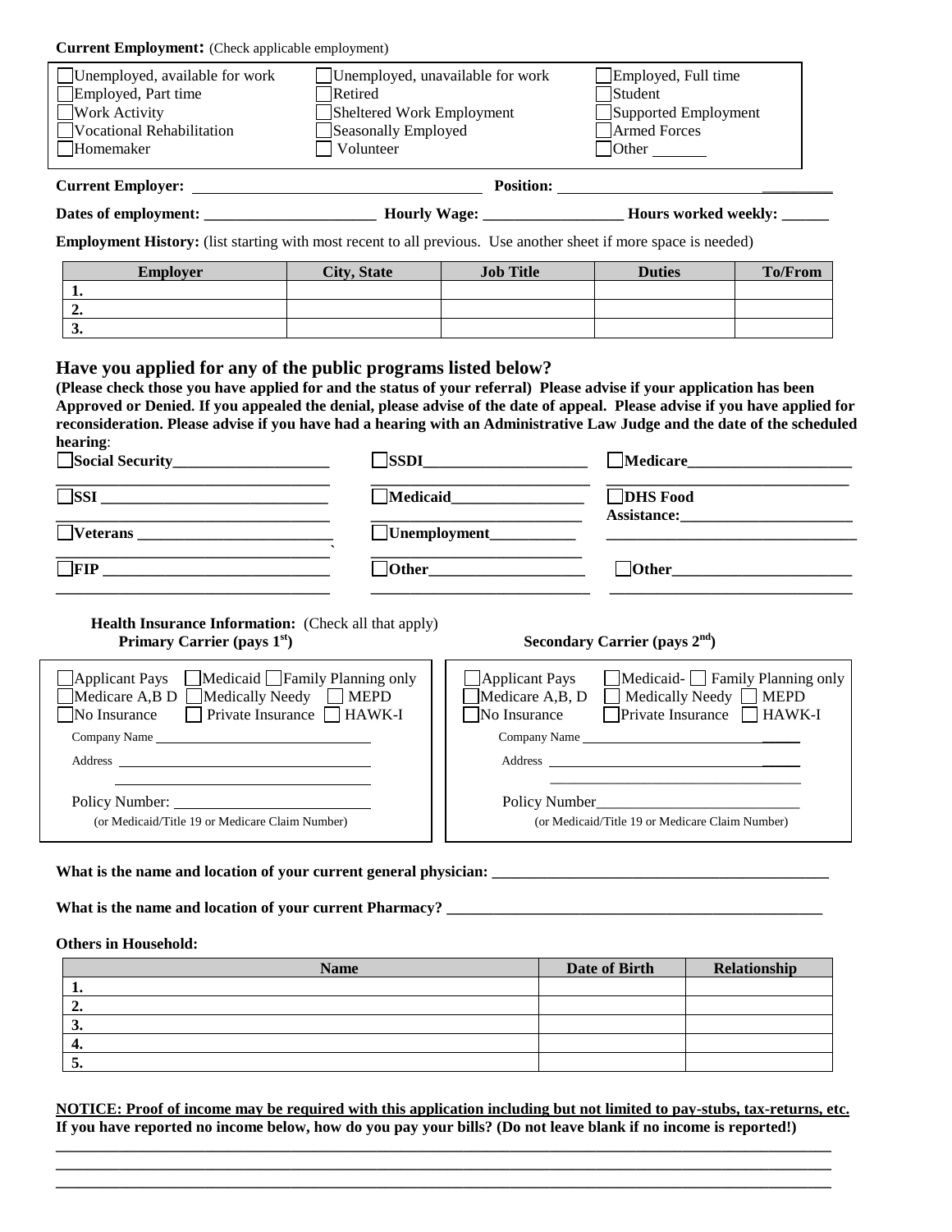**Current Employment:** (Check applicable employment)

| | | |
|---|---|---|
| ☐ Unemployed, available for work | ☐ Unemployed, unavailable for work | ☐ Employed, Full time |
| ☐ Employed, Part time | ☐ Retired | ☐ Student |
| ☐ Work Activity | ☐ Sheltered Work Employment | ☐ Supported Employment |
| ☐ Vocational Rehabilitation | ☐ Seasonally Employed | ☐ Armed Forces |
| ☐ Homemaker | ☐ Volunteer | ☐ Other _______ |

**Current Employer:** ____________________________________ **Position:** ____________________________

**Dates of employment:** ______________________ **Hourly Wage:** __________________ **Hours worked weekly:** ______

**Employment History:** (list starting with most recent to all previous. Use another sheet if more space is needed)

| Employer | City, State | Job Title | Duties | To/From |
|---|---|---|---|---|
| 1. | | | | |
| 2. | | | | |
| 3. | | | | |

## Have you applied for any of the public programs listed below?

**(Please check those you have applied for and the status of your referral) Please advise if your application has been Approved or Denied. If you appealed the denial, please advise of the date of appeal. Please advise if you have applied for reconsideration. Please advise if you have had a hearing with an Administrative Law Judge and the date of the scheduled hearing**:

| | | |
|---|---|---|
| ☐ **Social Security**___________________ | ☐ **SSDI**_____________________ | ☐ **Medicare**_____________________ |
| ☐ **SSI** _____________________________ | ☐ **Medicaid**_________________ | ☐ **DHS Food Assistance:**______________________ |
| ☐ **Veterans** _________________________ | ☐ **Unemployment**___________ | ______________________________ |
| ☐ **FIP** _____________________________ | ☐ **Other**___________________ | ☐ **Other**_______________________ |

**Health Insurance Information:** (Check all that apply)

| **Primary Carrier (pays 1st)** | **Secondary Carrier (pays 2nd)** |
|---|---|
| ☐ Applicant Pays ☐ Medicaid ☐ Family Planning only | ☐ Applicant Pays ☐ Medicaid- ☐ Family Planning only |
| ☐ Medicare A,B D ☐ Medically Needy ☐ MEPD | ☐ Medicare A,B, D ☐ Medically Needy ☐ MEPD |
| ☐ No Insurance ☐ Private Insurance ☐ HAWK-I | ☐ No Insurance ☐ Private Insurance ☐ HAWK-I |
| Company Name ______________________________ | Company Name ______________________________ |
| Address ______________________________ | Address ______________________________ |
| Policy Number: ________________________ | Policy Number________________________ |
| (or Medicaid/Title 19 or Medicare Claim Number) | (or Medicaid/Title 19 or Medicare Claim Number) |

**What is the name and location of your current general physician:** ___________________________________________

**What is the name and location of your current Pharmacy?** ______________________________________________

**Others in Household:**

| Name | Date of Birth | Relationship |
|---|---|---|
| 1. | | |
| 2. | | |
| 3. | | |
| 4. | | |
| 5. | | |

**NOTICE: Proof of income may be required with this application including but not limited to pay-stubs, tax-returns, etc.**

**If you have reported no income below, how do you pay your bills? (Do not leave blank if no income is reported!)**

___________________________________________________________________________________________

___________________________________________________________________________________________

___________________________________________________________________________________________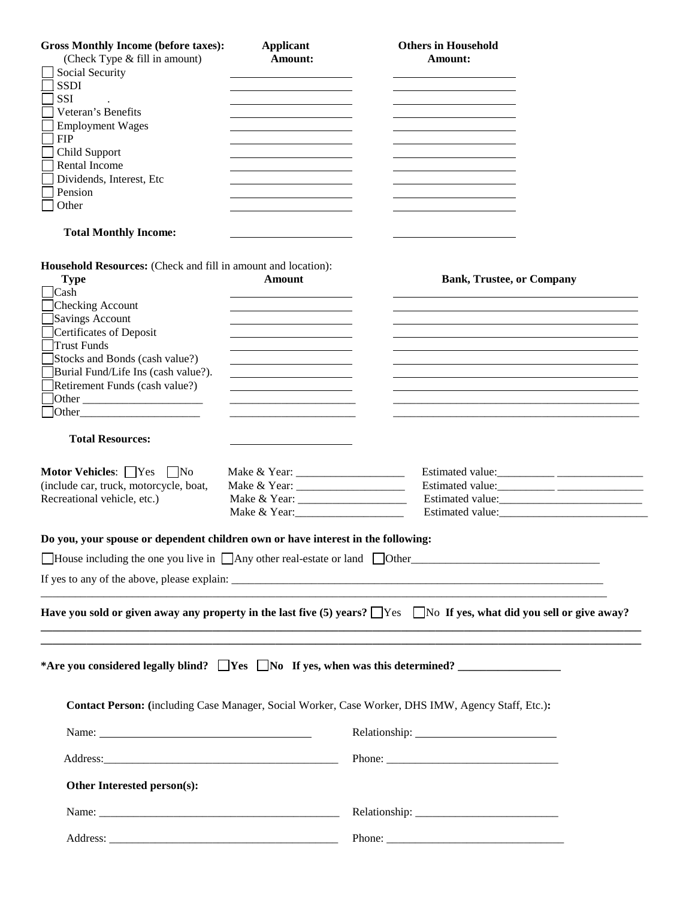**Gross Monthly Income (before taxes):** (Check Type & fill in amount)

| | Applicant Amount: | Others in Household Amount: |
|---|---|---|
| ☐ Social Security | | |
| ☐ SSDI | | |
| ☐ SSI . | | |
| ☐ Veteran's Benefits | | |
| ☐ Employment Wages | | |
| ☐ FIP | | |
| ☐ Child Support | | |
| ☐ Rental Income | | |
| ☐ Dividends, Interest, Etc | | |
| ☐ Pension | | |
| ☐ Other | | |
| **Total Monthly Income:** | | |

**Household Resources:** (Check and fill in amount and location):

| Type | Amount | Bank, Trustee, or Company |
|---|---|---|
| ☐ Cash | | |
| ☐ Checking Account | | |
| ☐ Savings Account | | |
| ☐ Certificates of Deposit | | |
| ☐ Trust Funds | | |
| ☐ Stocks and Bonds (cash value?) | | |
| ☐ Burial Fund/Life Ins (cash value?). | | |
| ☐ Retirement Funds (cash value?) | | |
| ☐ Other ____________________ | | |
| ☐ Other____________________ | | |
| **Total Resources:** | | |

**Motor Vehicles**: ☐ Yes ☐ No (include car, truck, motorcycle, boat, Recreational vehicle, etc.)

Make & Year: __________________ Estimated value:__________ _______________

Make & Year: __________________ Estimated value:__________ _______________

Make & Year: __________________ Estimated value:_________________________

Make & Year:__________________ Estimated value:__________________________

**Do you, your spouse or dependent children own or have interest in the following:**

☐ House including the one you live in ☐ Any other real-estate or land ☐ Other________________________________

If yes to any of the above, please explain: ________________________________________________________________

______________________________________________________________________________________________

**Have you sold or given away any property in the last five (5) years?** ☐ Yes ☐ No **If yes, what did you sell or give away?**

______________________________________________________________________________________________

______________________________________________________________________________________________

**\*Are you considered legally blind? ☐ Yes ☐ No If yes, when was this determined? _________________**

**Contact Person: (**including Case Manager, Social Worker, Case Worker, DHS IMW, Agency Staff, Etc.)**:**

Name: ____________________________________ Relationship: ________________________

Address:_________________________________________ Phone: ______________________________

**Other Interested person(s):**

Name: ___________________________________________ Relationship: ________________________

Address: _________________________________________ Phone: _______________________________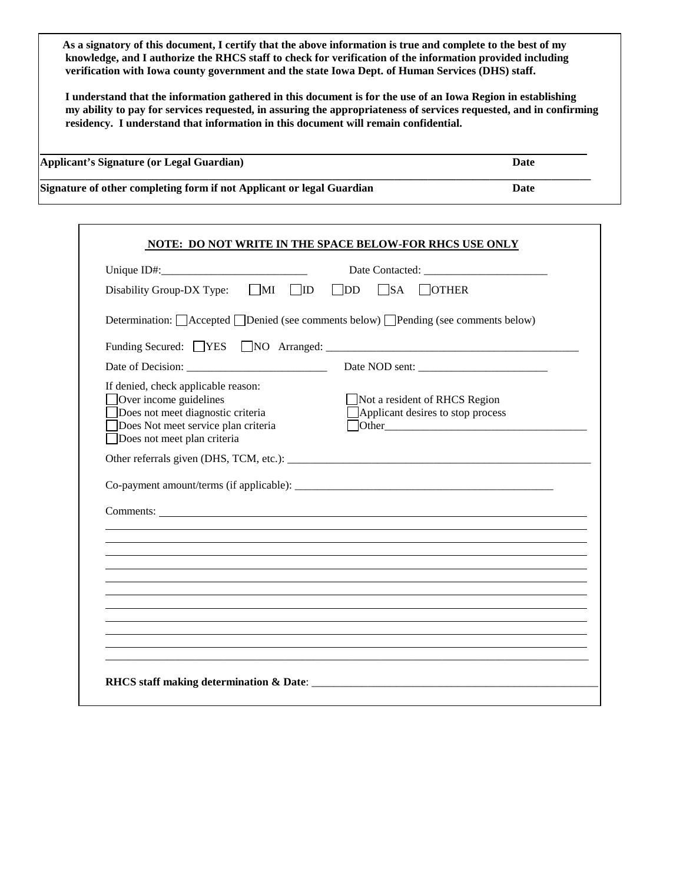**As a signatory of this document, I certify that the above information is true and complete to the best of my knowledge, and I authorize the RHCS staff to check for verification of the information provided including verification with Iowa county government and the state Iowa Dept. of Human Services (DHS) staff.**

**I understand that the information gathered in this document is for the use of an Iowa Region in establishing my ability to pay for services requested, in assuring the appropriateness of services requested, and in confirming residency. I understand that information in this document will remain confidential.**

______________________________________________________________________________

**Applicant's Signature (or Legal Guardian)** **Date**

______________________________________________________________________________

**Signature of other completing form if not Applicant or legal Guardian** **Date**

**NOTE: DO NOT WRITE IN THE SPACE BELOW-FOR RHCS USE ONLY**

Unique ID#:__________________________ Date Contacted: ______________________

Disability Group-DX Type: ☐MI ☐ID ☐DD ☐SA ☐OTHER

Determination: ☐Accepted ☐Denied (see comments below) ☐Pending (see comments below)

Funding Secured: ☐YES ☐NO Arranged: ______________________________________________

Date of Decision: _________________________ Date NOD sent: _______________________

If denied, check applicable reason:

☐Over income guidelines
☐Does not meet diagnostic criteria
☐Does Not meet service plan criteria
☐Does not meet plan criteria
☐Not a resident of RHCS Region
☐Applicant desires to stop process
☐Other_____________________________________

Other referrals given (DHS, TCM, etc.): ________________________________________________________

Co-payment amount/terms (if applicable): ________________________________________________

Comments: ______________________________________________________________________________

______________________________________________________________________________

______________________________________________________________________________

______________________________________________________________________________

______________________________________________________________________________

______________________________________________________________________________

______________________________________________________________________________

______________________________________________________________________________

______________________________________________________________________________

______________________________________________________________________________

______________________________________________________________________________

**RHCS staff making determination & Date**: ______________________________________________________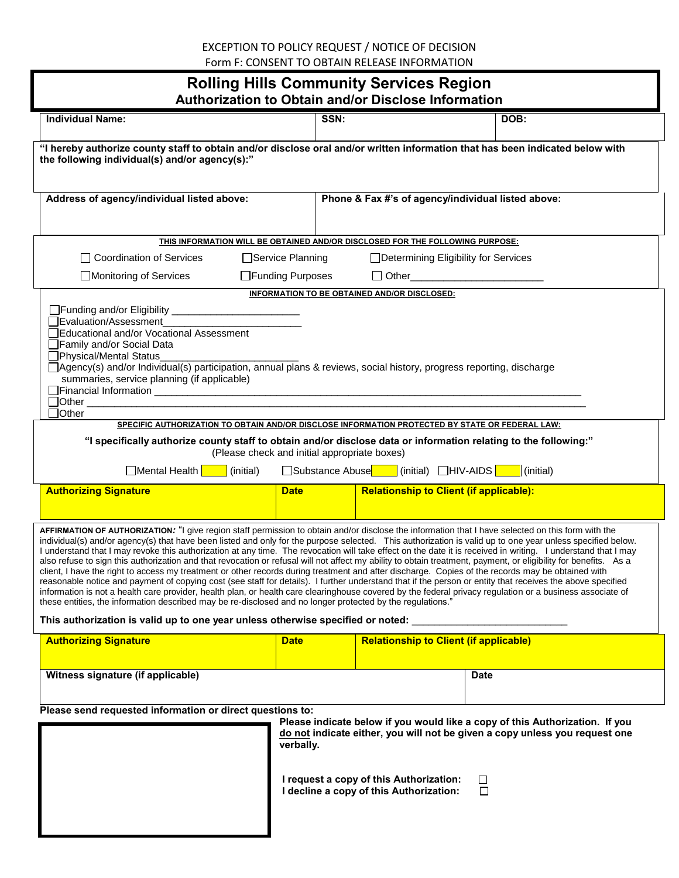EXCEPTION TO POLICY REQUEST / NOTICE OF DECISION

Form F: CONSENT TO OBTAIN RELEASE INFORMATION

# Rolling Hills Community Services Region

## Authorization to Obtain and/or Disclose Information

| **Individual Name:** | **SSN:** | **DOB:** |
|---|---|---|
| | | |

**"I hereby authorize county staff to obtain and/or disclose oral and/or written information that has been indicated below with the following individual(s) and/or agency(s):"**

| **Address of agency/individual listed above:** | **Phone & Fax #'s of agency/individual listed above:** |
|---|---|
| | |

**THIS INFORMATION WILL BE OBTAINED AND/OR DISCLOSED FOR THE FOLLOWING PURPOSE:**

☐ Coordination of Services ☐ Service Planning ☐ Determining Eligibility for Services

☐ Monitoring of Services ☐ Funding Purposes ☐ Other________________________

**INFORMATION TO BE OBTAINED AND/OR DISCLOSED:**

☐ Funding and/or Eligibility ________________________

☐ Evaluation/Assessment________________________

☐ Educational and/or Vocational Assessment

☐ Family and/or Social Data

☐ Physical/Mental Status________________________

☐ Agency(s) and/or Individual(s) participation, annual plans & reviews, social history, progress reporting, discharge summaries, service planning (if applicable)

☐ Financial Information ________________________________________________________________

☐ Other ________________________________________________________________

☐ Other

**SPECIFIC AUTHORIZATION TO OBTAIN AND/OR DISCLOSE INFORMATION PROTECTED BY STATE OR FEDERAL LAW:**

**"I specifically authorize county staff to obtain and/or disclose data or information relating to the following:"**
(Please check and initial appropriate boxes)

☐ Mental Health ____ (initial) ☐ Substance Abuse ____ (initial) ☐ HIV-AIDS ____ (initial)

| **Authorizing Signature** | **Date** | **Relationship to Client (if applicable):** |
|---|---|---|
| | | |

**AFFIRMATION OF AUTHORIZATION:** "I give region staff permission to obtain and/or disclose the information that I have selected on this form with the individual(s) and/or agency(s) that have been listed and only for the purpose selected. This authorization is valid up to one year unless specified below. I understand that I may revoke this authorization at any time. The revocation will take effect on the date it is received in writing. I understand that I may also refuse to sign this authorization and that revocation or refusal will not affect my ability to obtain treatment, payment, or eligibility for benefits. As a client, I have the right to access my treatment or other records during treatment and after discharge. Copies of the records may be obtained with reasonable notice and payment of copying cost (see staff for details). I further understand that if the person or entity that receives the above specified information is not a health care provider, health plan, or health care clearinghouse covered by the federal privacy regulation or a business associate of these entities, the information described may be re-disclosed and no longer protected by the regulations."

**This authorization is valid up to one year unless otherwise specified or noted:** ___________________________

| **Authorizing Signature** | **Date** | **Relationship to Client (if applicable)** |
|---|---|---|
| | | |

| **Witness signature (if applicable)** | **Date** |
|---|---|
| | |

**Please send requested information or direct questions to:**

**Please indicate below if you would like a copy of this Authorization. If you do not indicate either, you will not be given a copy unless you request one verbally.**

**I request a copy of this Authorization:** ☐

**I decline a copy of this Authorization:** ☐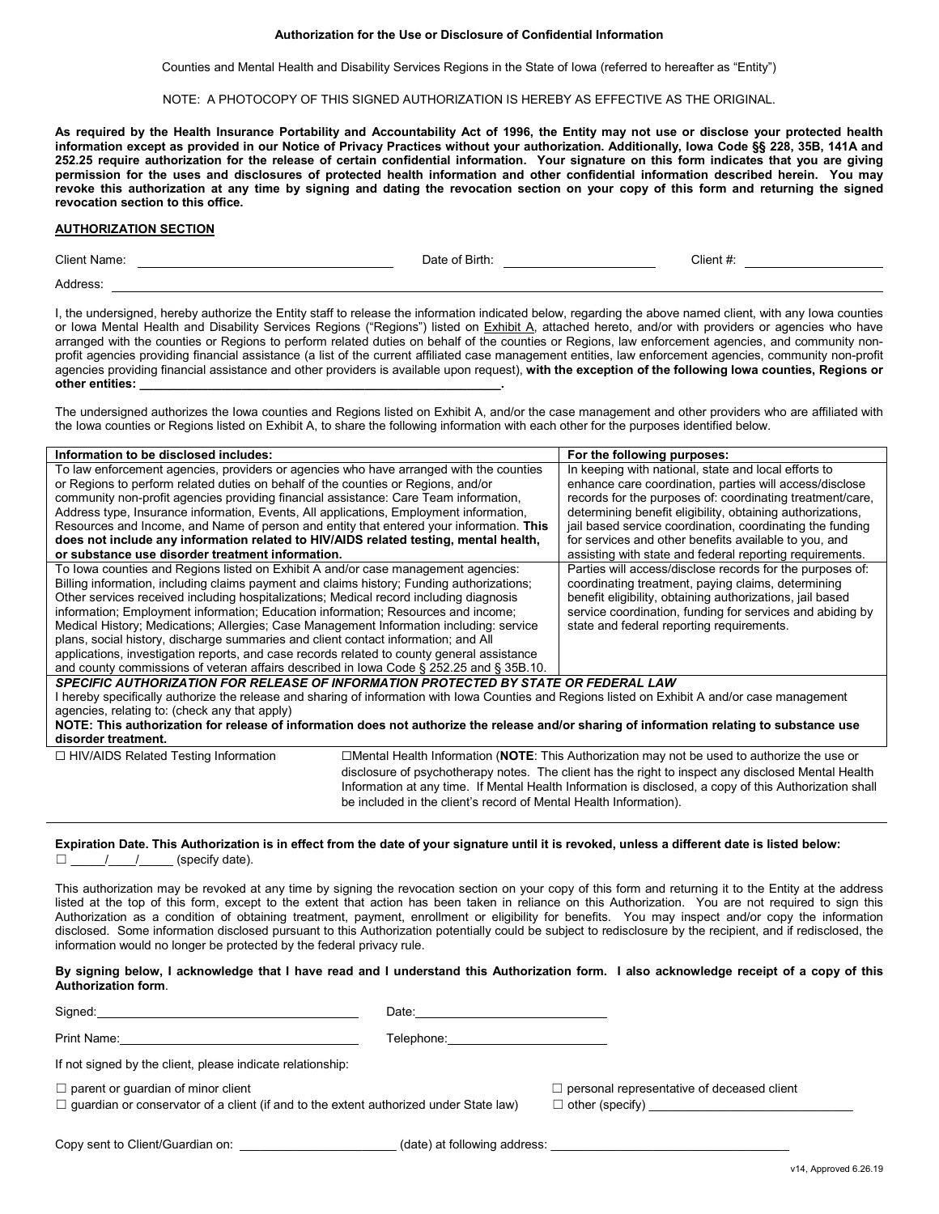**Authorization for the Use or Disclosure of Confidential Information**

Counties and Mental Health and Disability Services Regions in the State of Iowa (referred to hereafter as "Entity")

NOTE: A PHOTOCOPY OF THIS SIGNED AUTHORIZATION IS HEREBY AS EFFECTIVE AS THE ORIGINAL.

**As required by the Health Insurance Portability and Accountability Act of 1996, the Entity may not use or disclose your protected health information except as provided in our Notice of Privacy Practices without your authorization. Additionally, Iowa Code §§ 228, 35B, 141A and 252.25 require authorization for the release of certain confidential information. Your signature on this form indicates that you are giving permission for the uses and disclosures of protected health information and other confidential information described herein. You may revoke this authorization at any time by signing and dating the revocation section on your copy of this form and returning the signed revocation section to this office.**

**AUTHORIZATION SECTION**

Client Name: ______________________ Date of Birth: ______________ Client #: ______________

Address: ________________________________________________

I, the undersigned, hereby authorize the Entity staff to release the information indicated below, regarding the above named client, with any Iowa counties or Iowa Mental Health and Disability Services Regions ("Regions") listed on Exhibit A, attached hereto, and/or with providers or agencies who have arranged with the counties or Regions to perform related duties on behalf of the counties or Regions, law enforcement agencies, and community non-profit agencies providing financial assistance (a list of the current affiliated case management entities, law enforcement agencies, community non-profit agencies providing financial assistance and other providers is available upon request), **with the exception of the following Iowa counties, Regions or other entities: ________________________________________.**

The undersigned authorizes the Iowa counties and Regions listed on Exhibit A, and/or the case management and other providers who are affiliated with the Iowa counties or Regions listed on Exhibit A, to share the following information with each other for the purposes identified below.

| Information to be disclosed includes: | For the following purposes: |
|---|---|
| To law enforcement agencies, providers or agencies who have arranged with the counties or Regions to perform related duties on behalf of the counties or Regions, and/or community non-profit agencies providing financial assistance: Care Team information, Address type, Insurance information, Events, All applications, Employment information, Resources and Income, and Name of person and entity that entered your information. **This does not include any information related to HIV/AIDS related testing, mental health, or substance use disorder treatment information.** | In keeping with national, state and local efforts to enhance care coordination, parties will access/disclose records for the purposes of: coordinating treatment/care, determining benefit eligibility, obtaining authorizations, jail based service coordination, coordinating the funding for services and other benefits available to you, and assisting with state and federal reporting requirements. |
| To Iowa counties and Regions listed on Exhibit A and/or case management agencies: Billing information, including claims payment and claims history; Funding authorizations; Other services received including hospitalizations; Medical record including diagnosis information; Employment information; Education information; Resources and income; Medical History; Medications; Allergies; Case Management Information including: service plans, social history, discharge summaries and client contact information; and All applications, investigation reports, and case records related to county general assistance and county commissions of veteran affairs described in Iowa Code § 252.25 and § 35B.10. | Parties will access/disclose records for the purposes of: coordinating treatment, paying claims, determining benefit eligibility, obtaining authorizations, jail based service coordination, funding for services and abiding by state and federal reporting requirements. |

***SPECIFIC AUTHORIZATION FOR RELEASE OF INFORMATION PROTECTED BY STATE OR FEDERAL LAW***

I hereby specifically authorize the release and sharing of information with Iowa Counties and Regions listed on Exhibit A and/or case management agencies, relating to: (check any that apply)

**NOTE: This authorization for release of information does not authorize the release and/or sharing of information relating to substance use disorder treatment.**

☐ HIV/AIDS Related Testing Information

☐ Mental Health Information (**NOTE**: This Authorization may not be used to authorize the use or disclosure of psychotherapy notes. The client has the right to inspect any disclosed Mental Health Information at any time. If Mental Health Information is disclosed, a copy of this Authorization shall be included in the client's record of Mental Health Information).

**Expiration Date. This Authorization is in effect from the date of your signature until it is revoked, unless a different date is listed below:**
☐ _____/____/_____ (specify date).

This authorization may be revoked at any time by signing the revocation section on your copy of this form and returning it to the Entity at the address listed at the top of this form, except to the extent that action has been taken in reliance on this Authorization. You are not required to sign this Authorization as a condition of obtaining treatment, payment, enrollment or eligibility for benefits. You may inspect and/or copy the information disclosed. Some information disclosed pursuant to this Authorization potentially could be subject to redisclosure by the recipient, and if redisclosed, the information would no longer be protected by the federal privacy rule.

**By signing below, I acknowledge that I have read and I understand this Authorization form. I also acknowledge receipt of a copy of this Authorization form**.

Signed: ______________________ Date: ______________________

Print Name: ______________________ Telephone: ______________________

If not signed by the client, please indicate relationship:

☐ parent or guardian of minor client

☐ guardian or conservator of a client (if and to the extent authorized under State law)

☐ personal representative of deceased client

☐ other (specify) ______________________

Copy sent to Client/Guardian on: ______________ (date) at following address: ______________________

v14, Approved 6.26.19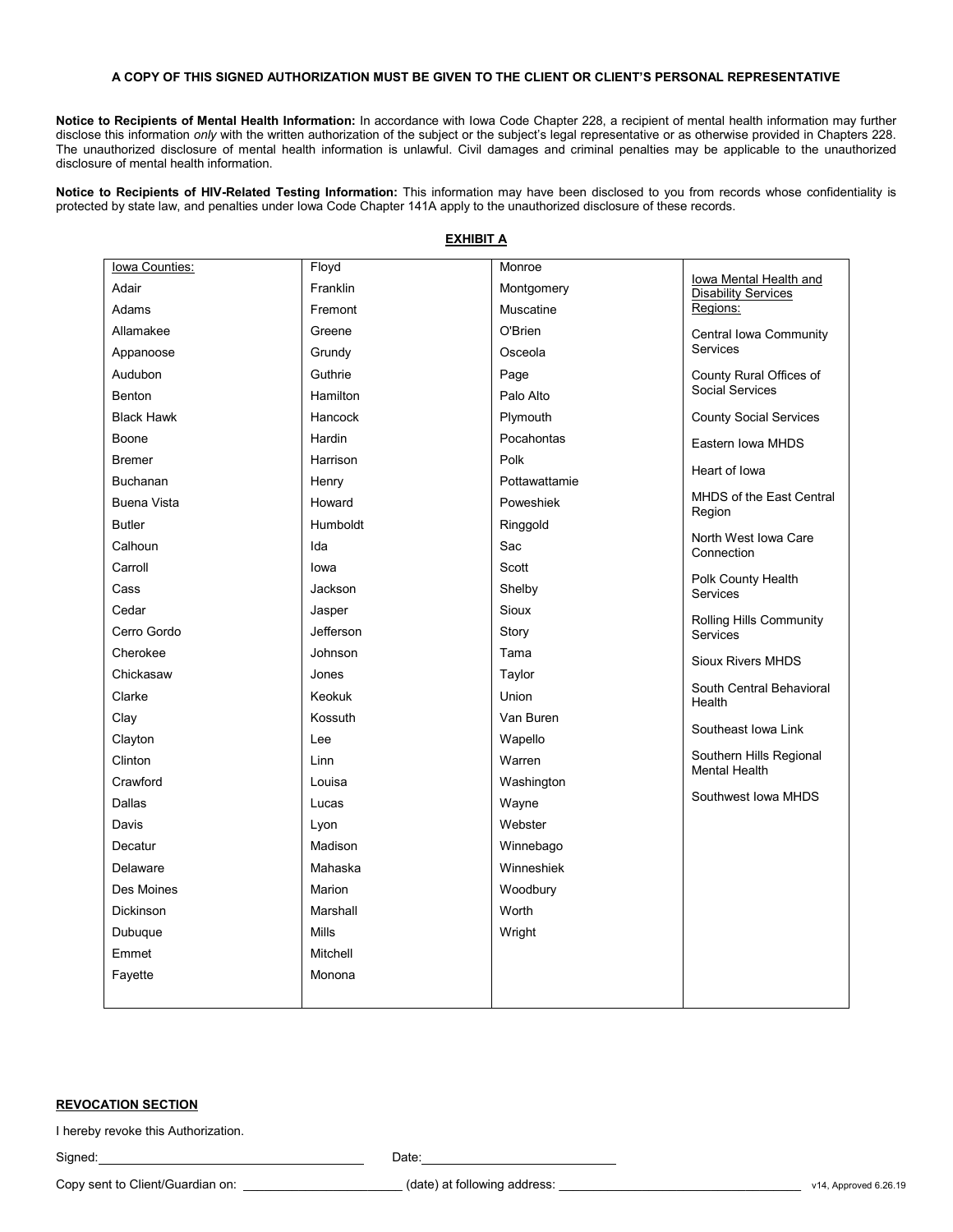**A COPY OF THIS SIGNED AUTHORIZATION MUST BE GIVEN TO THE CLIENT OR CLIENT'S PERSONAL REPRESENTATIVE**

**Notice to Recipients of Mental Health Information:** In accordance with Iowa Code Chapter 228, a recipient of mental health information may further disclose this information *only* with the written authorization of the subject or the subject's legal representative or as otherwise provided in Chapters 228. The unauthorized disclosure of mental health information is unlawful. Civil damages and criminal penalties may be applicable to the unauthorized disclosure of mental health information.

**Notice to Recipients of HIV-Related Testing Information:** This information may have been disclosed to you from records whose confidentiality is protected by state law, and penalties under Iowa Code Chapter 141A apply to the unauthorized disclosure of these records.

## EXHIBIT A

| | | | |
|---|---|---|---|
| Iowa Counties: | Floyd | Monroe | Iowa Mental Health and Disability Services Regions: |
| Adair | Franklin | Montgomery | Central Iowa Community Services |
| Adams | Fremont | Muscatine | County Rural Offices of Social Services |
| Allamakee | Greene | O'Brien | County Social Services |
| Appanoose | Grundy | Osceola | Eastern Iowa MHDS |
| Audubon | Guthrie | Page | Heart of Iowa |
| Benton | Hamilton | Palo Alto | MHDS of the East Central Region |
| Black Hawk | Hancock | Plymouth | North West Iowa Care Connection |
| Boone | Hardin | Pocahontas | Polk County Health Services |
| Bremer | Harrison | Polk | Rolling Hills Community Services |
| Buchanan | Henry | Pottawattamie | Sioux Rivers MHDS |
| Buena Vista | Howard | Poweshiek | South Central Behavioral Health |
| Butler | Humboldt | Ringgold | Southeast Iowa Link |
| Calhoun | Ida | Sac | Southern Hills Regional Mental Health |
| Carroll | Iowa | Scott | Southwest Iowa MHDS |
| Cass | Jackson | Shelby | |
| Cedar | Jasper | Sioux | |
| Cerro Gordo | Jefferson | Story | |
| Cherokee | Johnson | Tama | |
| Chickasaw | Jones | Taylor | |
| Clarke | Keokuk | Union | |
| Clay | Kossuth | Van Buren | |
| Clayton | Lee | Wapello | |
| Clinton | Linn | Warren | |
| Crawford | Louisa | Washington | |
| Dallas | Lucas | Wayne | |
| Davis | Lyon | Webster | |
| Decatur | Madison | Winnebago | |
| Delaware | Mahaska | Winneshiek | |
| Des Moines | Marion | Woodbury | |
| Dickinson | Marshall | Worth | |
| Dubuque | Mills | Wright | |
| Emmet | Mitchell | | |
| Fayette | Monona | | |

**REVOCATION SECTION**

I hereby revoke this Authorization.

Signed: ______________________________ Date: ______________________

Copy sent to Client/Guardian on: ____________________ (date) at following address: ______________________________

v14, Approved 6.26.19